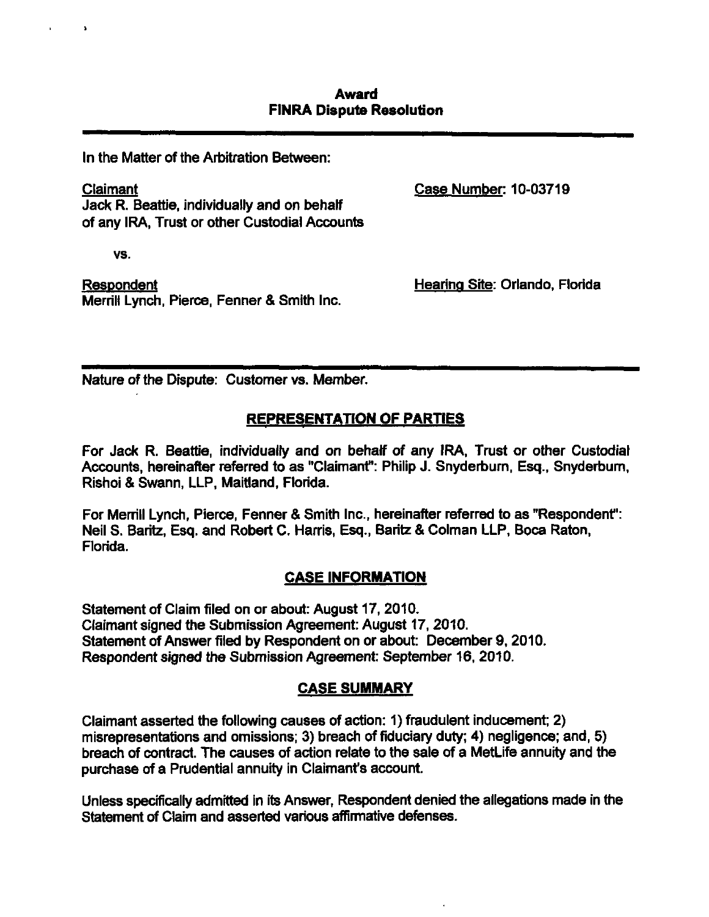# Award
## FINRA Dispute Resolution

In the Matter of the Arbitration Between:

Claimant
Jack R. Beattie, individually and on behalf of any IRA, Trust or other Custodial Accounts

Case Number: 10-03719

vs.

Respondent
Merrill Lynch, Pierce, Fenner & Smith Inc.

Hearing Site: Orlando, Florida

Nature of the Dispute: Customer vs. Member.

## REPRESENTATION OF PARTIES

For Jack R. Beattie, individually and on behalf of any IRA, Trust or other Custodial Accounts, hereinafter referred to as "Claimant": Philip J. Snyderburn, Esq., Snyderburn, Rishoi & Swann, LLP, Maitland, Florida.

For Merrill Lynch, Pierce, Fenner & Smith Inc., hereinafter referred to as "Respondent": Neil S. Baritz, Esq. and Robert C. Harris, Esq., Baritz & Colman LLP, Boca Raton, Florida.

## CASE INFORMATION

Statement of Claim filed on or about: August 17, 2010.
Claimant signed the Submission Agreement: August 17, 2010.
Statement of Answer filed by Respondent on or about: December 9, 2010.
Respondent signed the Submission Agreement: September 16, 2010.

## CASE SUMMARY

Claimant asserted the following causes of action: 1) fraudulent inducement; 2) misrepresentations and omissions; 3) breach of fiduciary duty; 4) negligence; and, 5) breach of contract. The causes of action relate to the sale of a MetLife annuity and the purchase of a Prudential annuity in Claimant's account.

Unless specifically admitted in its Answer, Respondent denied the allegations made in the Statement of Claim and asserted various affirmative defenses.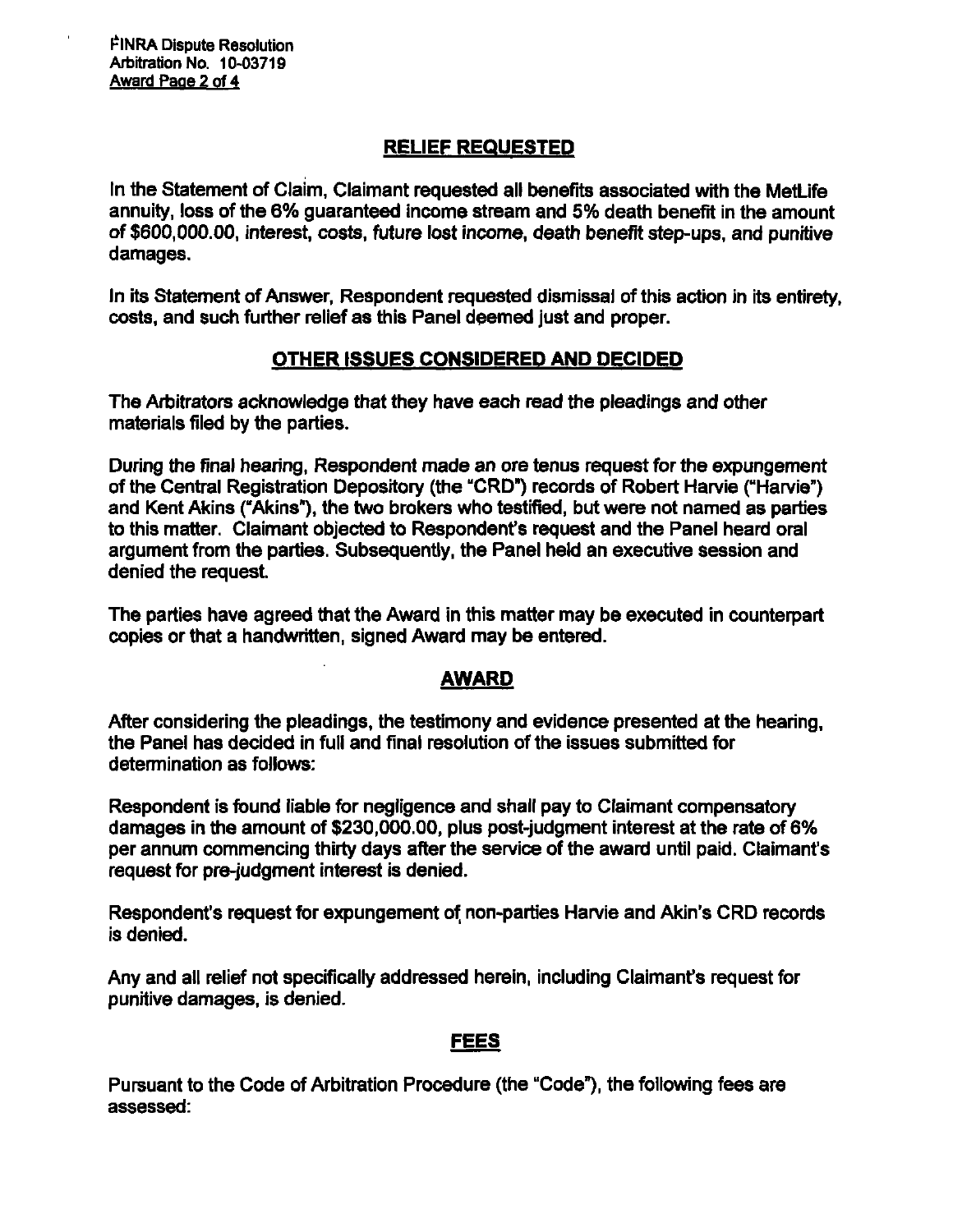## RELIEF REQUESTED

In the Statement of Claim, Claimant requested all benefits associated with the MetLife annuity, loss of the 6% guaranteed income stream and 5% death benefit in the amount of $600,000.00, interest, costs, future lost income, death benefit step-ups, and punitive damages.

In its Statement of Answer, Respondent requested dismissal of this action in its entirety, costs, and such further relief as this Panel deemed just and proper.

## OTHER ISSUES CONSIDERED AND DECIDED

The Arbitrators acknowledge that they have each read the pleadings and other materials filed by the parties.

During the final hearing, Respondent made an ore tenus request for the expungement of the Central Registration Depository (the "CRD") records of Robert Harvie ("Harvie") and Kent Akins ("Akins"), the two brokers who testified, but were not named as parties to this matter. Claimant objected to Respondent's request and the Panel heard oral argument from the parties. Subsequently, the Panel held an executive session and denied the request.

The parties have agreed that the Award in this matter may be executed in counterpart copies or that a handwritten, signed Award may be entered.

## AWARD

After considering the pleadings, the testimony and evidence presented at the hearing, the Panel has decided in full and final resolution of the issues submitted for determination as follows:

Respondent is found liable for negligence and shall pay to Claimant compensatory damages in the amount of $230,000.00, plus post-judgment interest at the rate of 6% per annum commencing thirty days after the service of the award until paid. Claimant's request for pre-judgment interest is denied.

Respondent's request for expungement of non-parties Harvie and Akin's CRD records is denied.

Any and all relief not specifically addressed herein, including Claimant's request for punitive damages, is denied.

## FEES

Pursuant to the Code of Arbitration Procedure (the "Code"), the following fees are assessed: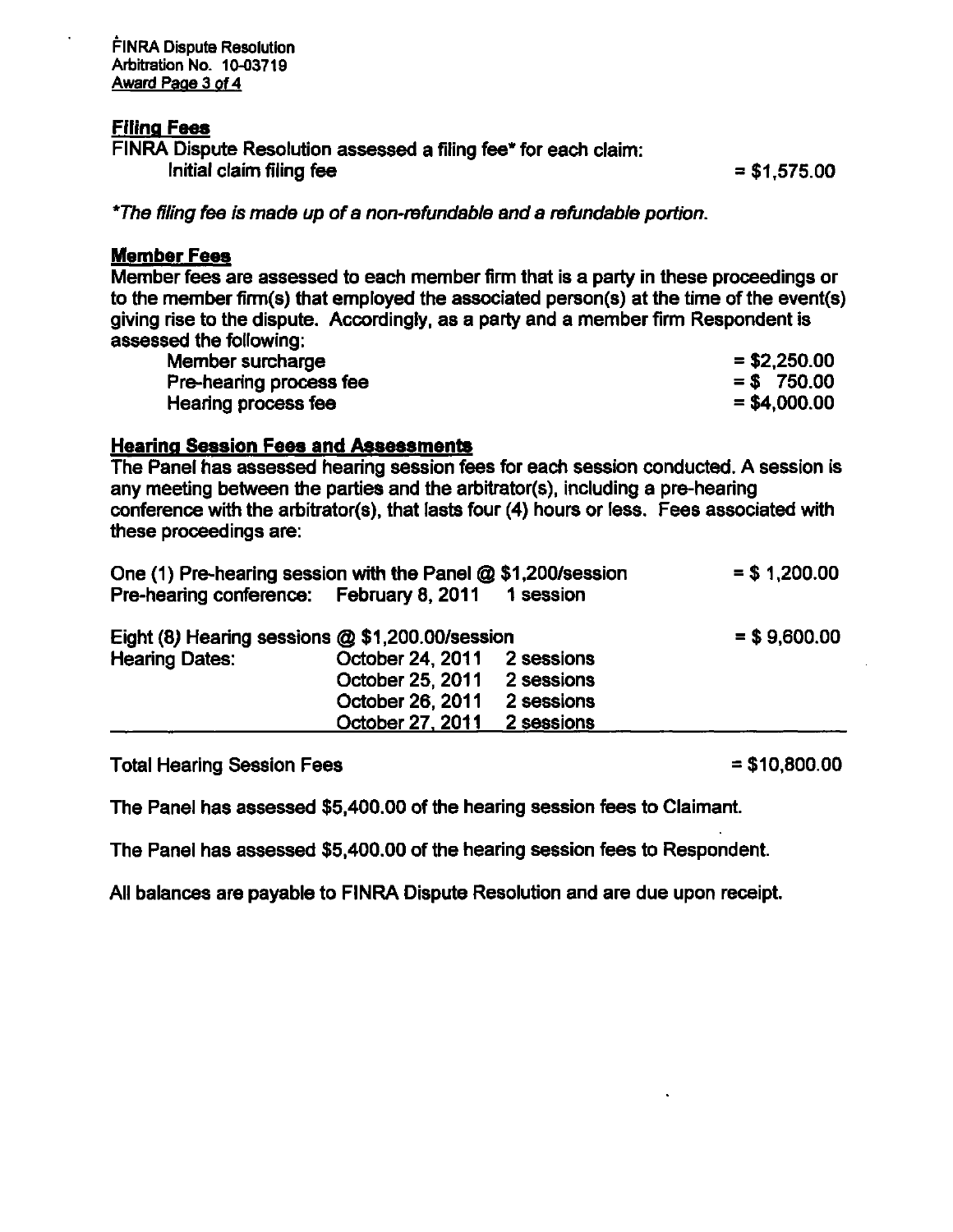## Filing Fees

FINRA Dispute Resolution assessed a filing fee* for each claim:

| | |
|---|---|
| Initial claim filing fee | = $1,575.00 |

*\*The filing fee is made up of a non-refundable and a refundable portion.*

## Member Fees

Member fees are assessed to each member firm that is a party in these proceedings or to the member firm(s) that employed the associated person(s) at the time of the event(s) giving rise to the dispute. Accordingly, as a party and a member firm Respondent is assessed the following:

| | |
|---|---|
| Member surcharge | = $2,250.00 |
| Pre-hearing process fee | = $ 750.00 |
| Hearing process fee | = $4,000.00 |

## Hearing Session Fees and Assessments

The Panel has assessed hearing session fees for each session conducted. A session is any meeting between the parties and the arbitrator(s), including a pre-hearing conference with the arbitrator(s), that lasts four (4) hours or less. Fees associated with these proceedings are:

| | | | |
|---|---|---|---|
| One (1) Pre-hearing session with the Panel @ $1,200/session | | | = $ 1,200.00 |
| Pre-hearing conference: | February 8, 2011 | 1 session | |
| Eight (8) Hearing sessions @ $1,200.00/session | | | = $ 9,600.00 |
| Hearing Dates: | October 24, 2011 | 2 sessions | |
| | October 25, 2011 | 2 sessions | |
| | October 26, 2011 | 2 sessions | |
| | October 27, 2011 | 2 sessions | |
| Total Hearing Session Fees | | | = $10,800.00 |

The Panel has assessed $5,400.00 of the hearing session fees to Claimant.

The Panel has assessed $5,400.00 of the hearing session fees to Respondent.

All balances are payable to FINRA Dispute Resolution and are due upon receipt.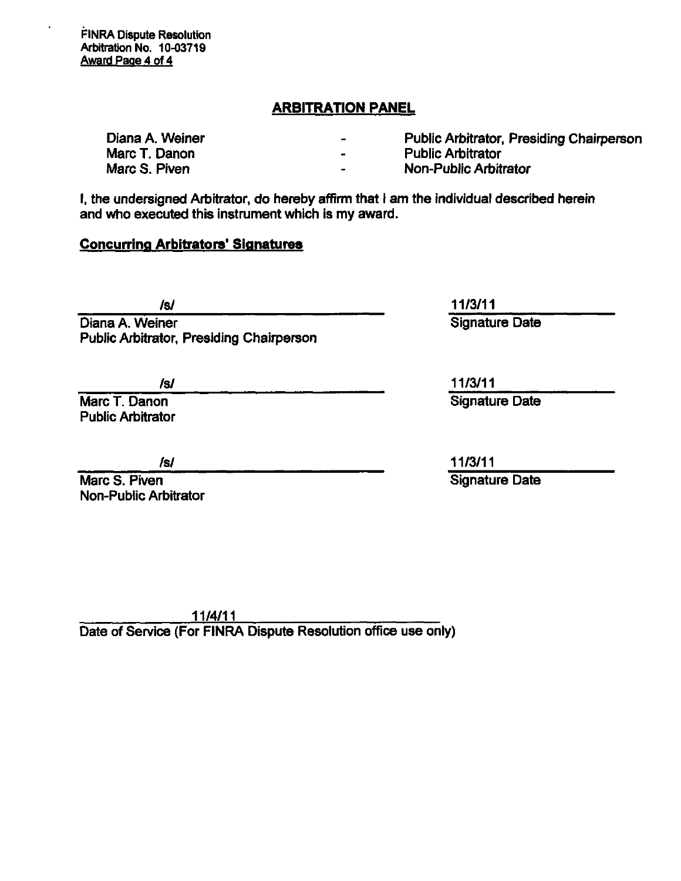FINRA Dispute Resolution
Arbitration No. 10-03719

## ARBITRATION PANEL

| | | |
|---|---|---|
| Diana A. Weiner | - | Public Arbitrator, Presiding Chairperson |
| Marc T. Danon | - | Public Arbitrator |
| Marc S. Piven | - | Non-Public Arbitrator |

I, the undersigned Arbitrator, do hereby affirm that I am the individual described herein and who executed this instrument which is my award.

**Concurring Arbitrators' Signatures**

/s/
Diana A. Weiner
Public Arbitrator, Presiding Chairperson

11/3/11
Signature Date

/s/
Marc T. Danon
Public Arbitrator

11/3/11
Signature Date

/s/
Marc S. Piven
Non-Public Arbitrator

11/3/11
Signature Date

11/4/11
Date of Service (For FINRA Dispute Resolution office use only)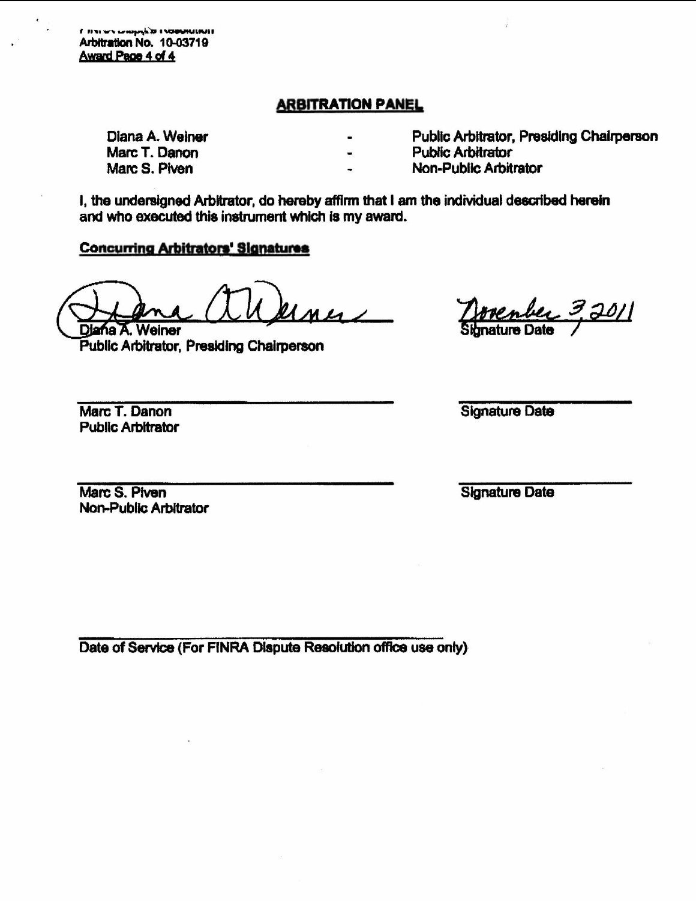## ARBITRATION PANEL

| | | |
|---|---|---|
| Diana A. Weiner | - | Public Arbitrator, Presiding Chairperson |
| Marc T. Danon | - | Public Arbitrator |
| Marc S. Piven | - | Non-Public Arbitrator |

I, the undersigned Arbitrator, do hereby affirm that I am the individual described herein and who executed this instrument which is my award.

**Concurring Arbitrators' Signatures**

Diana A. Weiner
Public Arbitrator, Presiding Chairperson

November 3, 2011
Signature Date

Marc T. Danon
Public Arbitrator

Signature Date

Marc S. Piven
Non-Public Arbitrator

Signature Date

Date of Service (For FINRA Dispute Resolution office use only)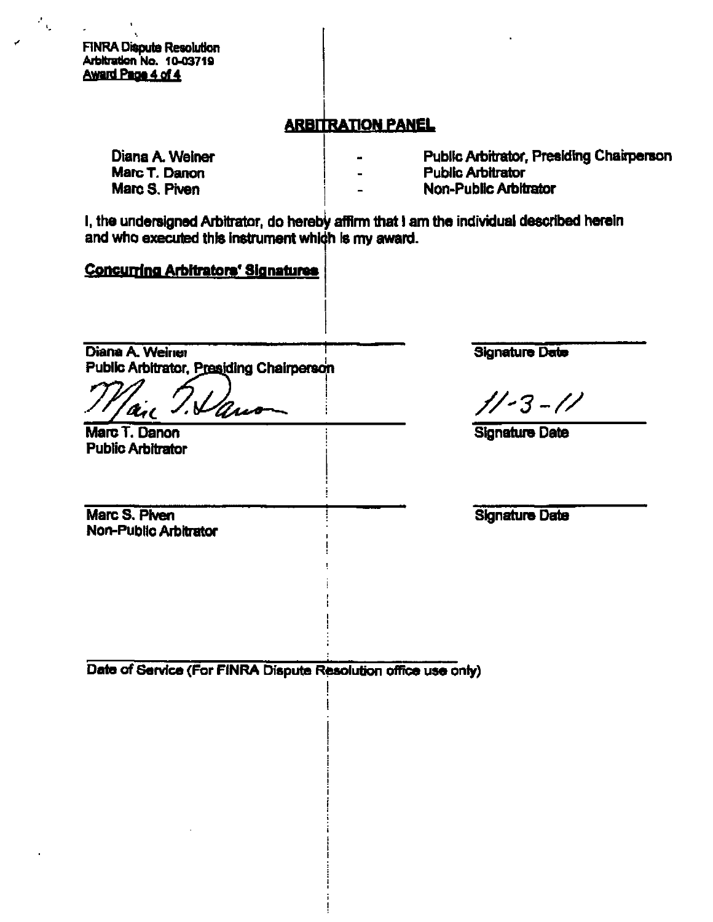FINRA Dispute Resolution
Arbitration No. 10-03719

## ARBITRATION PANEL

| | | |
|---|---|---|
| Diana A. Weiner | - | Public Arbitrator, Presiding Chairperson |
| Marc T. Danon | - | Public Arbitrator |
| Marc S. Piven | - | Non-Public Arbitrator |

I, the undersigned Arbitrator, do hereby affirm that I am the individual described herein and who executed this instrument which is my award.

**Concurring Arbitrators' Signatures**

_______________________________
Diana A. Weiner
Public Arbitrator, Presiding Chairperson

_______________________________
Signature Date

Marc T. Danon (signature)
Marc T. Danon
Public Arbitrator

11-3-11
Signature Date

_______________________________
Marc S. Piven
Non-Public Arbitrator

_______________________________
Signature Date

_______________________________
Date of Service (For FINRA Dispute Resolution office use only)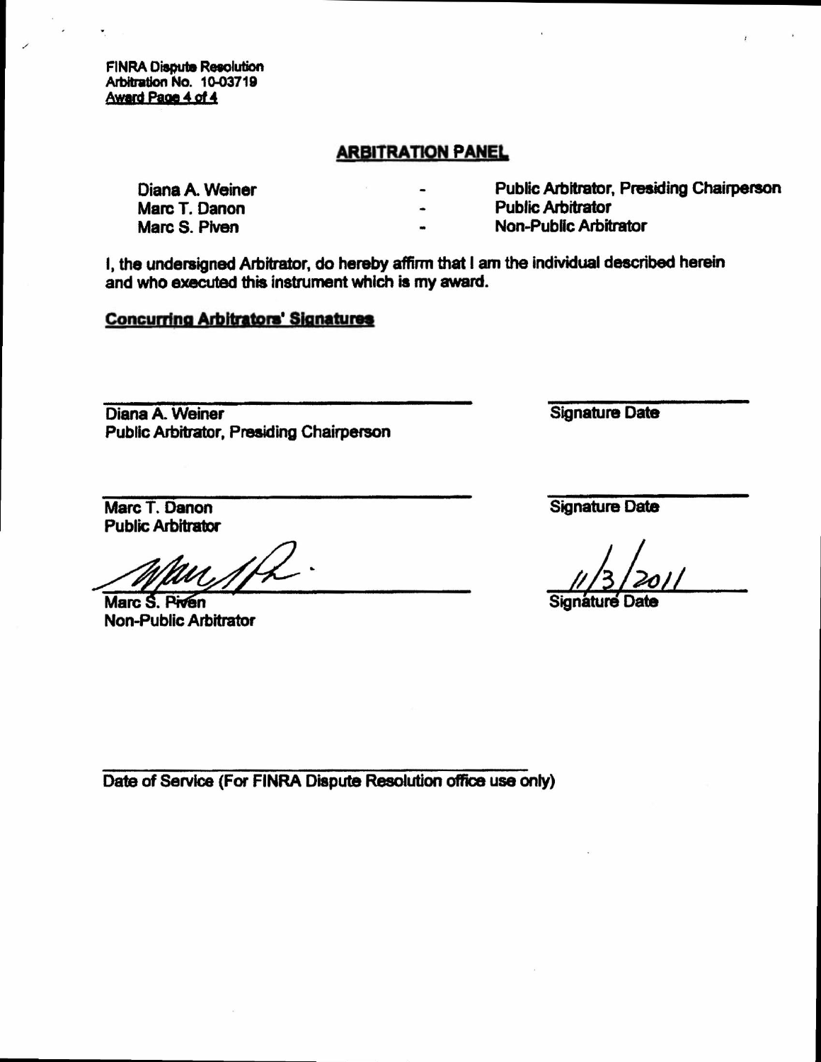FINRA Dispute Resolution
Arbitration No. 10-03719

## ARBITRATION PANEL

| | | |
|---|---|---|
| Diana A. Weiner | - | Public Arbitrator, Presiding Chairperson |
| Marc T. Danon | - | Public Arbitrator |
| Marc S. Piven | - | Non-Public Arbitrator |

I, the undersigned Arbitrator, do hereby affirm that I am the individual described herein and who executed this instrument which is my award.

**Concurring Arbitrators' Signatures**

Diana A. Weiner
Public Arbitrator, Presiding Chairperson

Signature Date

Marc T. Danon
Public Arbitrator

Signature Date

Marc S. Piven
Non-Public Arbitrator

11/3/2011
Signature Date

Date of Service (For FINRA Dispute Resolution office use only)